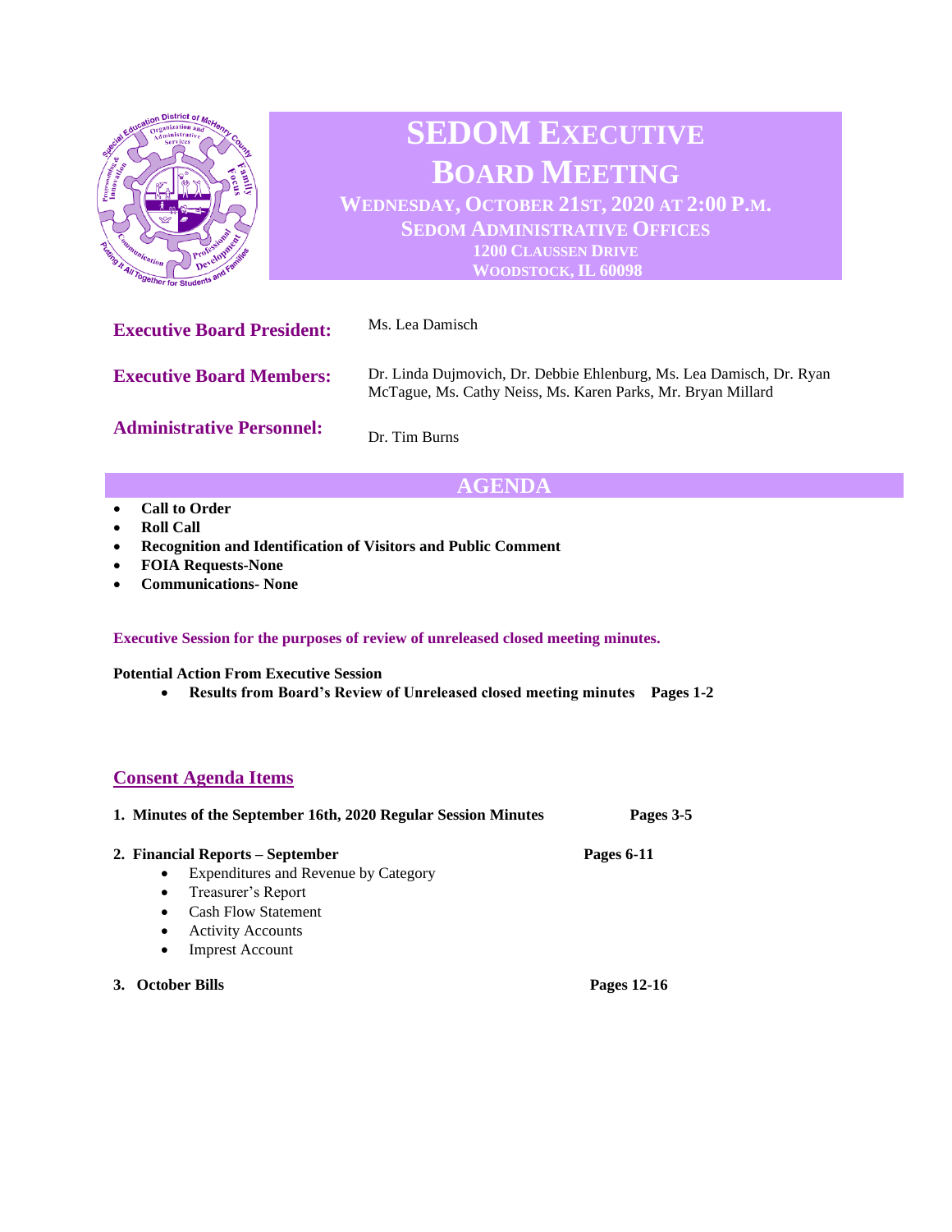# SEDOM Executive Board Meeting

**Wednesday, October 21st, 2020 at 2:00 P.M.**
**SEDOM Administrative Offices**
**1200 Claussen Drive**
**Woodstock, IL 60098**

**Executive Board President:** Ms. Lea Damisch

**Executive Board Members:** Dr. Linda Dujmovich, Dr. Debbie Ehlenburg, Ms. Lea Damisch, Dr. Ryan McTague, Ms. Cathy Neiss, Ms. Karen Parks, Mr. Bryan Millard

**Administrative Personnel:** Dr. Tim Burns

## AGENDA

- **Call to Order**
- **Roll Call**
- **Recognition and Identification of Visitors and Public Comment**
- **FOIA Requests-None**
- **Communications- None**

**Executive Session for the purposes of review of unreleased closed meeting minutes.**

**Potential Action From Executive Session**

- **Results from Board's Review of Unreleased closed meeting minutes Pages 1-2**

## Consent Agenda Items

1. **Minutes of the September 16th, 2020 Regular Session Minutes Pages 3-5**
2. **Financial Reports – September Pages 6-11**
   - Expenditures and Revenue by Category
   - Treasurer's Report
   - Cash Flow Statement
   - Activity Accounts
   - Imprest Account
3. **October Bills Pages 12-16**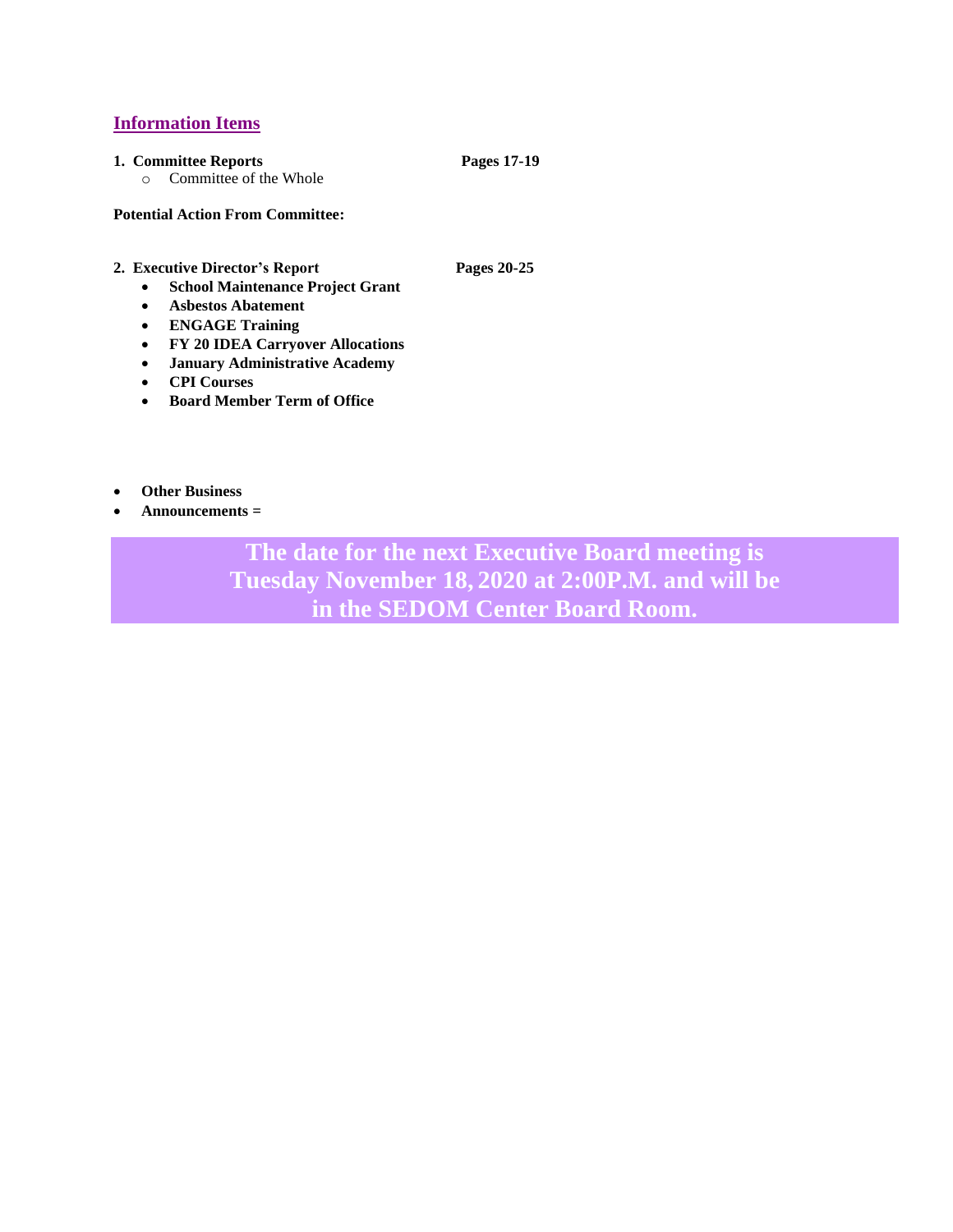## Information Items

1. **Committee Reports** **Pages 17-19**
   - Committee of the Whole

**Potential Action From Committee:**

2. **Executive Director's Report** **Pages 20-25**
   - **School Maintenance Project Grant**
   - **Asbestos Abatement**
   - **ENGAGE Training**
   - **FY 20 IDEA Carryover Allocations**
   - **January Administrative Academy**
   - **CPI Courses**
   - **Board Member Term of Office**

- **Other Business**
- **Announcements =**

**The date for the next Executive Board meeting is Tuesday November 18, 2020 at 2:00P.M. and will be in the SEDOM Center Board Room.**